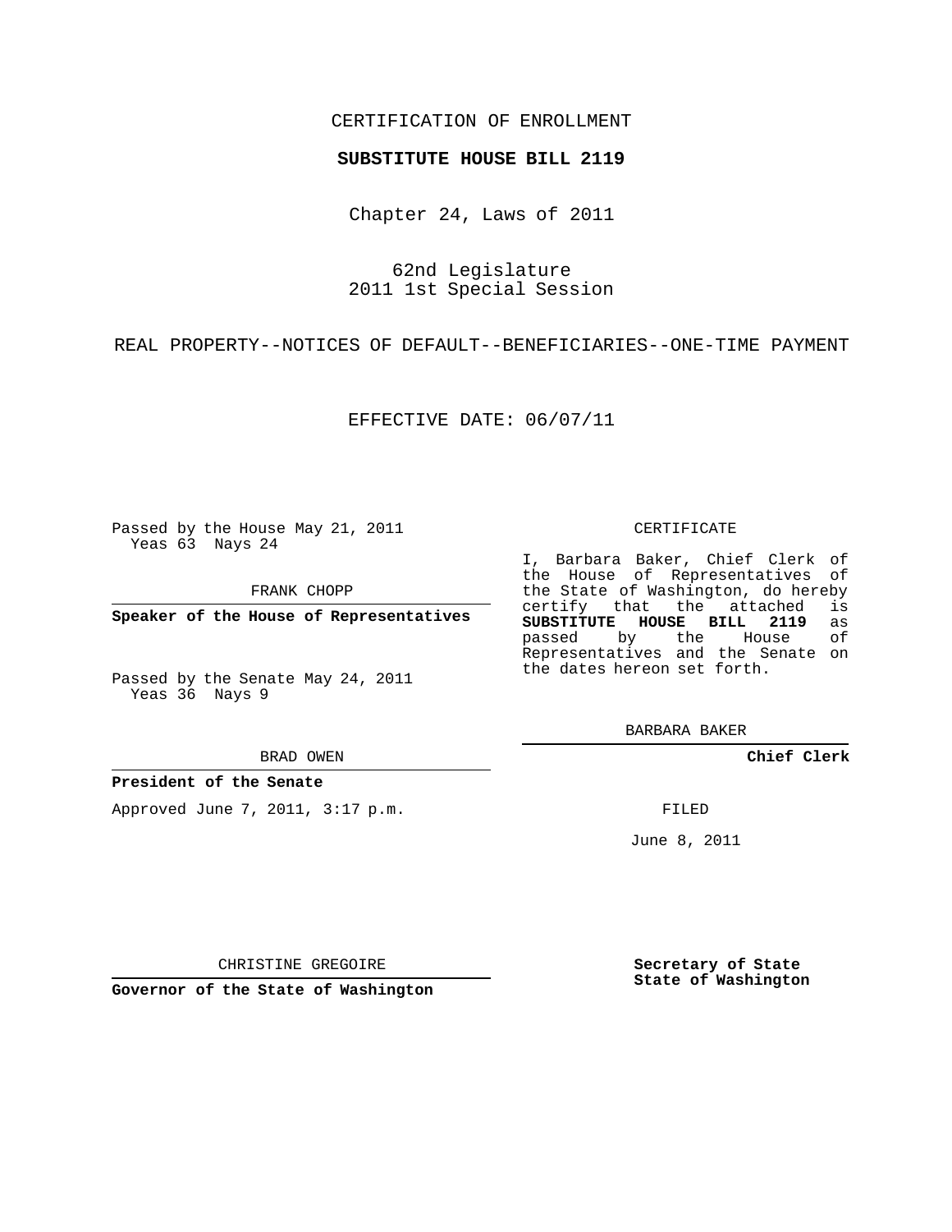CERTIFICATION OF ENROLLMENT

**SUBSTITUTE HOUSE BILL 2119**

Chapter 24, Laws of 2011

62nd Legislature
2011 1st Special Session

REAL PROPERTY--NOTICES OF DEFAULT--BENEFICIARIES--ONE-TIME PAYMENT

EFFECTIVE DATE: 06/07/11

Passed by the House May 21, 2011
Yeas 63 Nays 24

FRANK CHOPP

**Speaker of the House of Representatives**

Passed by the Senate May 24, 2011
Yeas 36 Nays 9

BRAD OWEN

**President of the Senate**

Approved June 7, 2011, 3:17 p.m.

CHRISTINE GREGOIRE

**Governor of the State of Washington**

CERTIFICATE

I, Barbara Baker, Chief Clerk of the House of Representatives of the State of Washington, do hereby certify that the attached is **SUBSTITUTE HOUSE BILL 2119** as passed by the House of Representatives and the Senate on the dates hereon set forth.

BARBARA BAKER

**Chief Clerk**

FILED

June 8, 2011

**Secretary of State**
**State of Washington**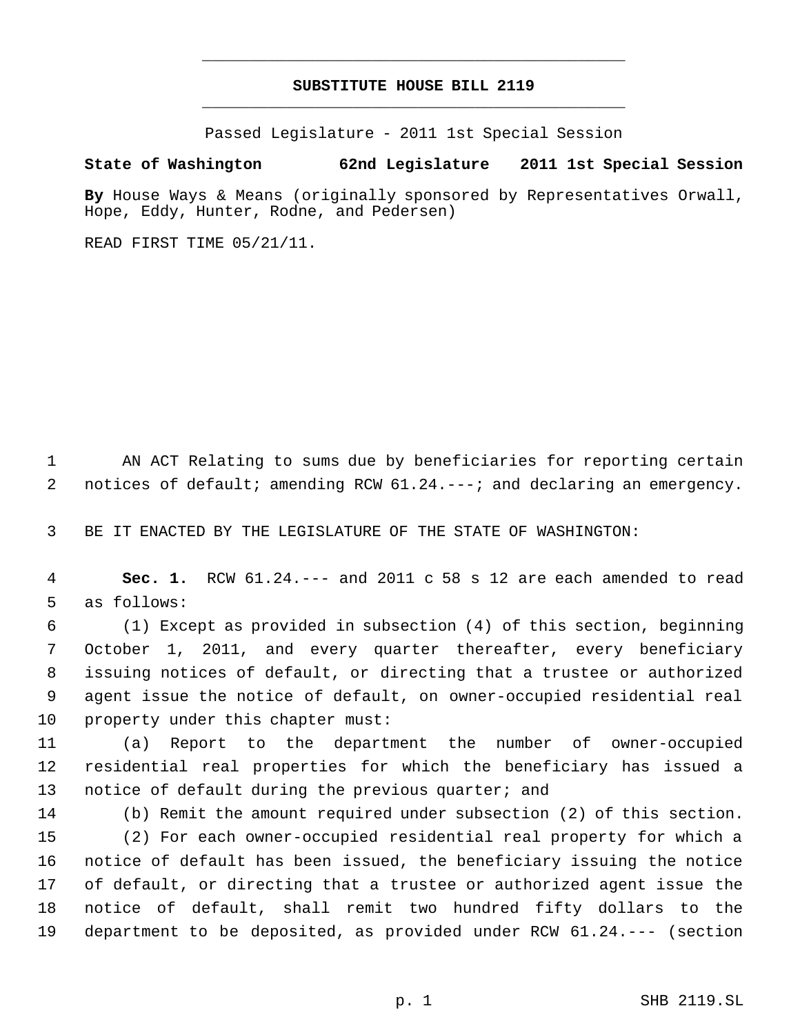# SUBSTITUTE HOUSE BILL 2119

Passed Legislature - 2011 1st Special Session

**State of Washington 62nd Legislature 2011 1st Special Session**

**By** House Ways & Means (originally sponsored by Representatives Orwall, Hope, Eddy, Hunter, Rodne, and Pedersen)

READ FIRST TIME 05/21/11.

AN ACT Relating to sums due by beneficiaries for reporting certain notices of default; amending RCW 61.24.---; and declaring an emergency.

BE IT ENACTED BY THE LEGISLATURE OF THE STATE OF WASHINGTON:

**Sec. 1.** RCW 61.24.--- and 2011 c 58 s 12 are each amended to read as follows:

(1) Except as provided in subsection (4) of this section, beginning October 1, 2011, and every quarter thereafter, every beneficiary issuing notices of default, or directing that a trustee or authorized agent issue the notice of default, on owner-occupied residential real property under this chapter must:

(a) Report to the department the number of owner-occupied residential real properties for which the beneficiary has issued a notice of default during the previous quarter; and

(b) Remit the amount required under subsection (2) of this section.

(2) For each owner-occupied residential real property for which a notice of default has been issued, the beneficiary issuing the notice of default, or directing that a trustee or authorized agent issue the notice of default, shall remit two hundred fifty dollars to the department to be deposited, as provided under RCW 61.24.--- (section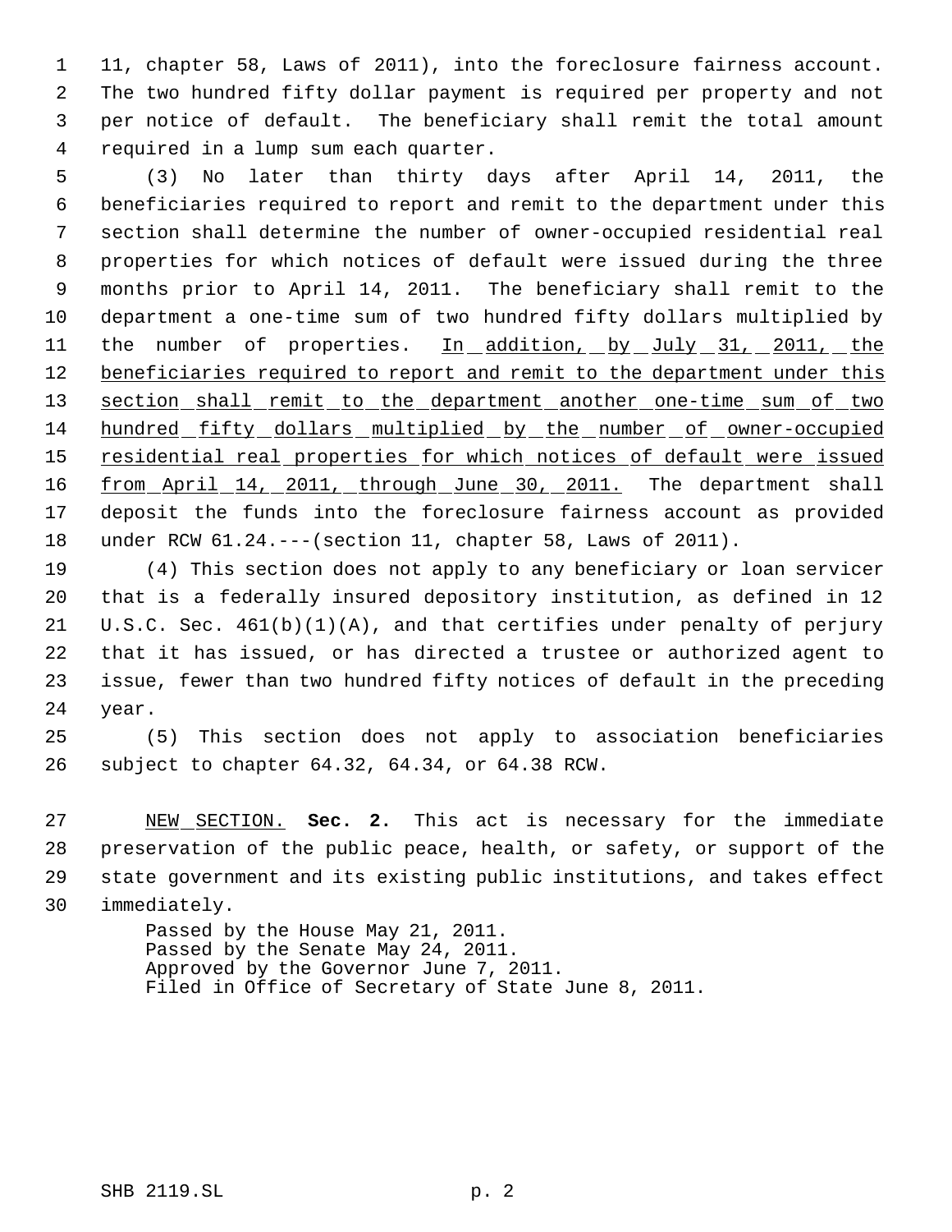11, chapter 58, Laws of 2011), into the foreclosure fairness account. The two hundred fifty dollar payment is required per property and not per notice of default. The beneficiary shall remit the total amount required in a lump sum each quarter.

(3) No later than thirty days after April 14, 2011, the beneficiaries required to report and remit to the department under this section shall determine the number of owner-occupied residential real properties for which notices of default were issued during the three months prior to April 14, 2011. The beneficiary shall remit to the department a one-time sum of two hundred fifty dollars multiplied by the number of properties. <u>In addition, by July 31, 2011, the beneficiaries required to report and remit to the department under this section shall remit to the department another one-time sum of two hundred fifty dollars multiplied by the number of owner-occupied residential real properties for which notices of default were issued from April 14, 2011, through June 30, 2011.</u> The department shall deposit the funds into the foreclosure fairness account as provided under RCW 61.24.---(section 11, chapter 58, Laws of 2011).

(4) This section does not apply to any beneficiary or loan servicer that is a federally insured depository institution, as defined in 12 U.S.C. Sec. 461(b)(1)(A), and that certifies under penalty of perjury that it has issued, or has directed a trustee or authorized agent to issue, fewer than two hundred fifty notices of default in the preceding year.

(5) This section does not apply to association beneficiaries subject to chapter 64.32, 64.34, or 64.38 RCW.

<u>NEW SECTION.</u> **Sec. 2.** This act is necessary for the immediate preservation of the public peace, health, or safety, or support of the state government and its existing public institutions, and takes effect immediately.

Passed by the House May 21, 2011.
Passed by the Senate May 24, 2011.
Approved by the Governor June 7, 2011.
Filed in Office of Secretary of State June 8, 2011.